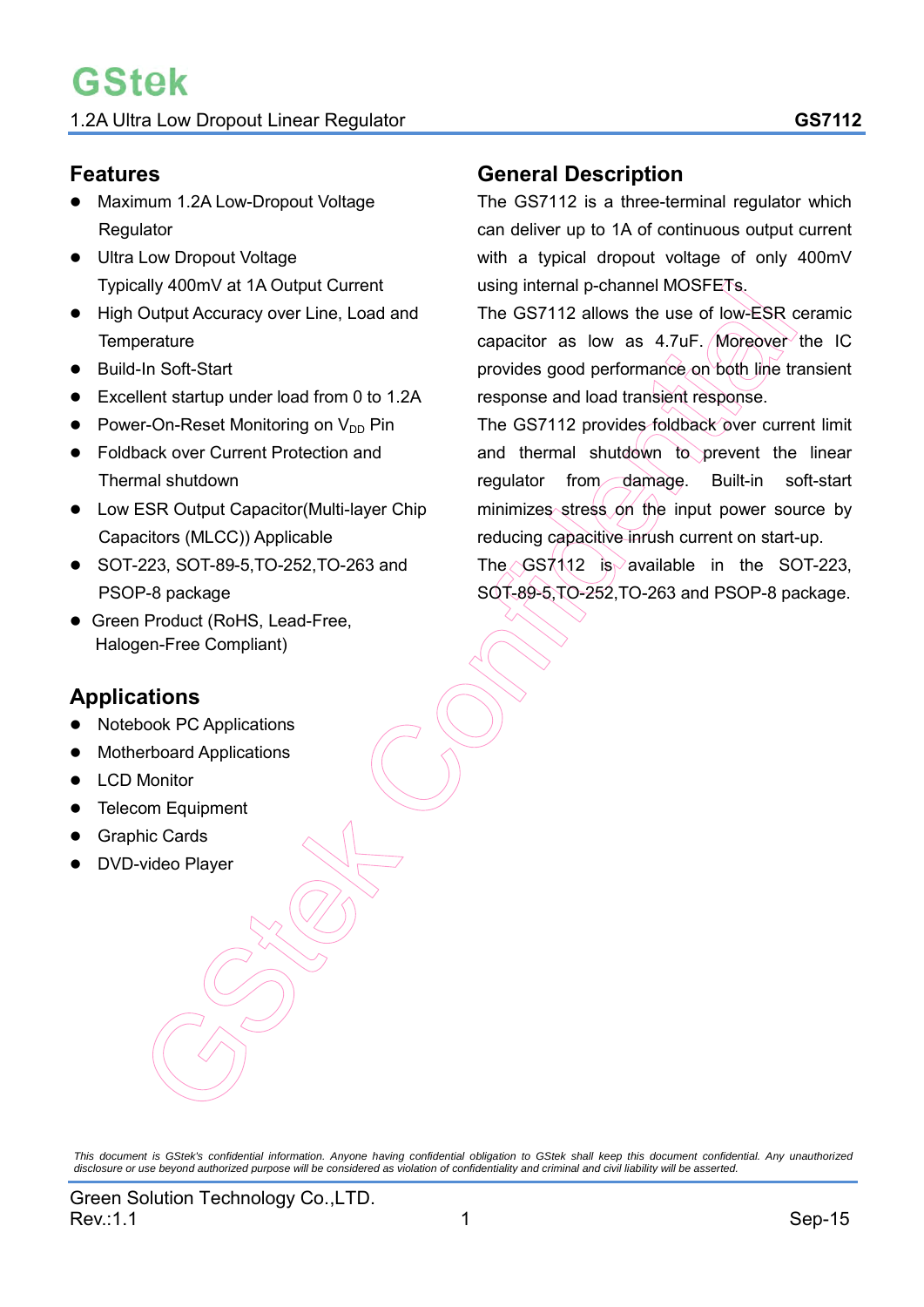# GStek

1.2A Ultra Low Dropout Linear Regulator **GS7112**

## Features

- Maximum 1.2A Low-Dropout Voltage Regulator
- Ultra Low Dropout Voltage Typically 400mV at 1A Output Current
- High Output Accuracy over Line, Load and Temperature
- Build-In Soft-Start
- Excellent startup under load from 0 to 1.2A
- Power-On-Reset Monitoring on $V_{DD}$ Pin
- Foldback over Current Protection and Thermal shutdown
- Low ESR Output Capacitor(Multi-layer Chip Capacitors (MLCC)) Applicable
- SOT-223, SOT-89-5,TO-252,TO-263 and PSOP-8 package
- Green Product (RoHS, Lead-Free, Halogen-Free Compliant)

## Applications

- Notebook PC Applications
- Motherboard Applications
- LCD Monitor
- Telecom Equipment
- Graphic Cards
- DVD-video Player

## General Description

The GS7112 is a three-terminal regulator which can deliver up to 1A of continuous output current with a typical dropout voltage of only 400mV using internal p-channel MOSFETs.

The GS7112 allows the use of low-ESR ceramic capacitor as low as 4.7uF. Moreover the IC provides good performance on both line transient response and load transient response.

The GS7112 provides foldback over current limit and thermal shutdown to prevent the linear regulator from damage. Built-in soft-start minimizes stress on the input power source by reducing capacitive inrush current on start-up.

The GS7112 is available in the SOT-223, SOT-89-5,TO-252,TO-263 and PSOP-8 package.

*This document is GStek's confidential information. Anyone having confidential obligation to GStek shall keep this document confidential. Any unauthorized disclosure or use beyond authorized purpose will be considered as violation of confidentiality and criminal and civil liability will be asserted.*

Green Solution Technology Co.,LTD.
Rev.:1.1 Sep-15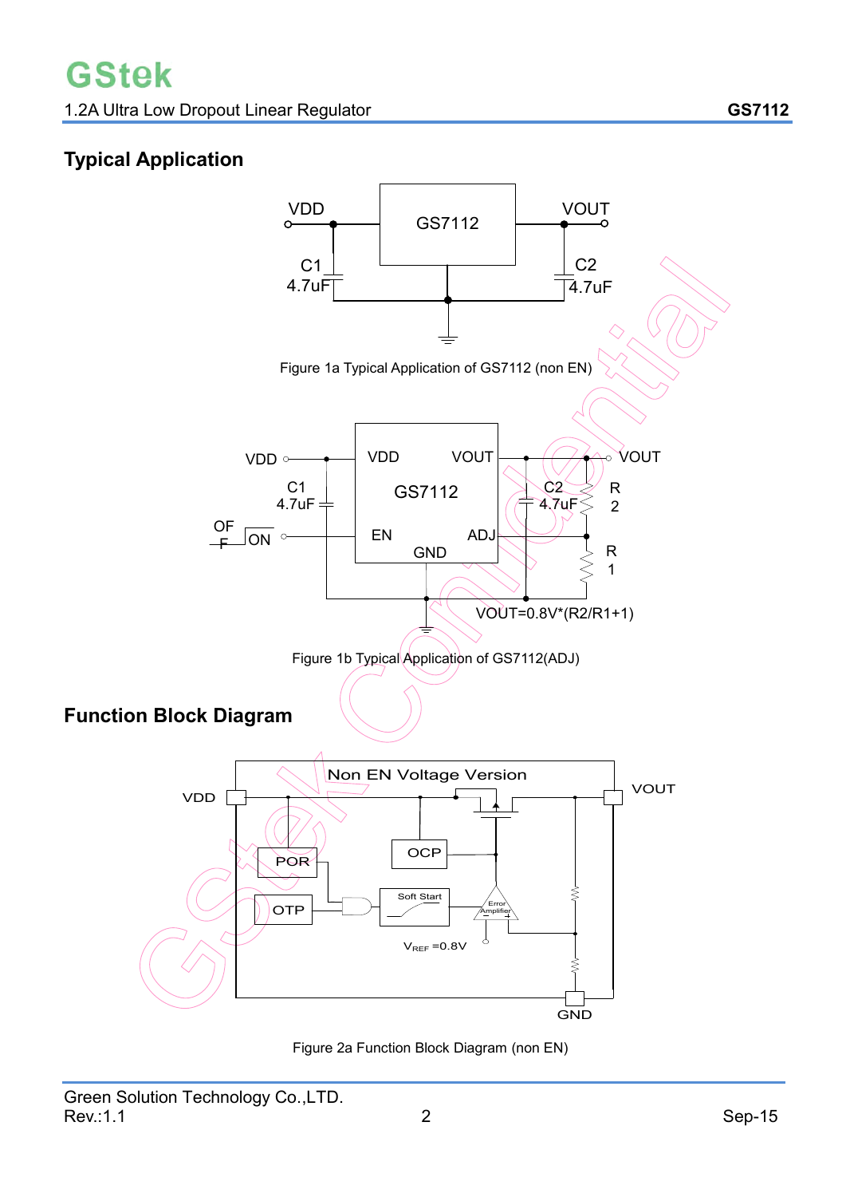## Typical Application

Figure 1a Typical Application of GS7112 (non EN)

Figure 1b Typical Application of GS7112(ADJ)

## Function Block Diagram

Figure 2a Function Block Diagram (non EN)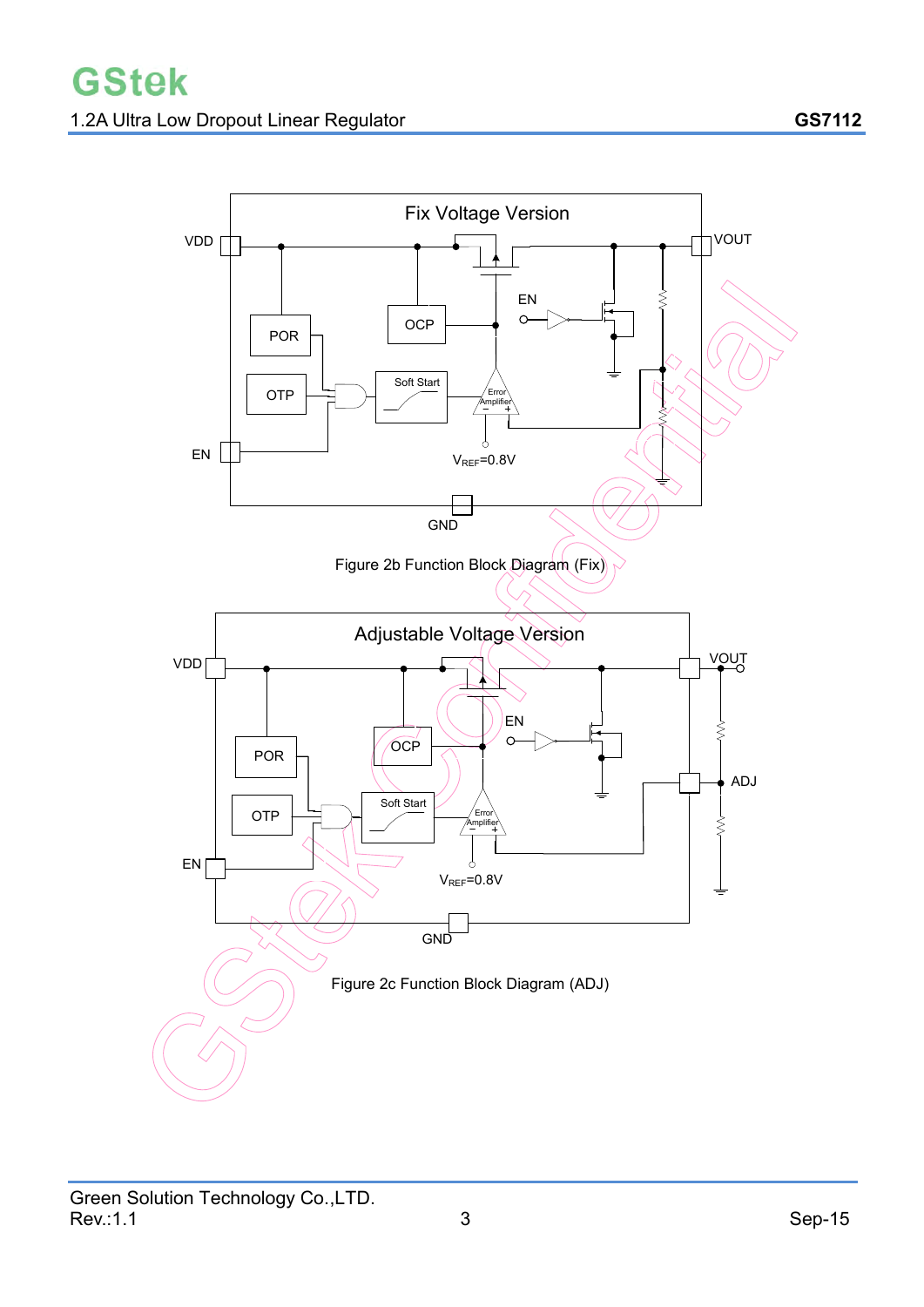Fix Voltage Version

VDD, VOUT, POR, OCP, EN, OTP, Soft Start, Error Amplifier, EN, $V_{REF}$=0.8V, GND

Figure 2b Function Block Diagram (Fix)

Adjustable Voltage Version

VDD, VOUT, POR, OCP, EN, OTP, Soft Start, Error Amplifier, ADJ, EN, $V_{REF}$=0.8V, GND

Figure 2c Function Block Diagram (ADJ)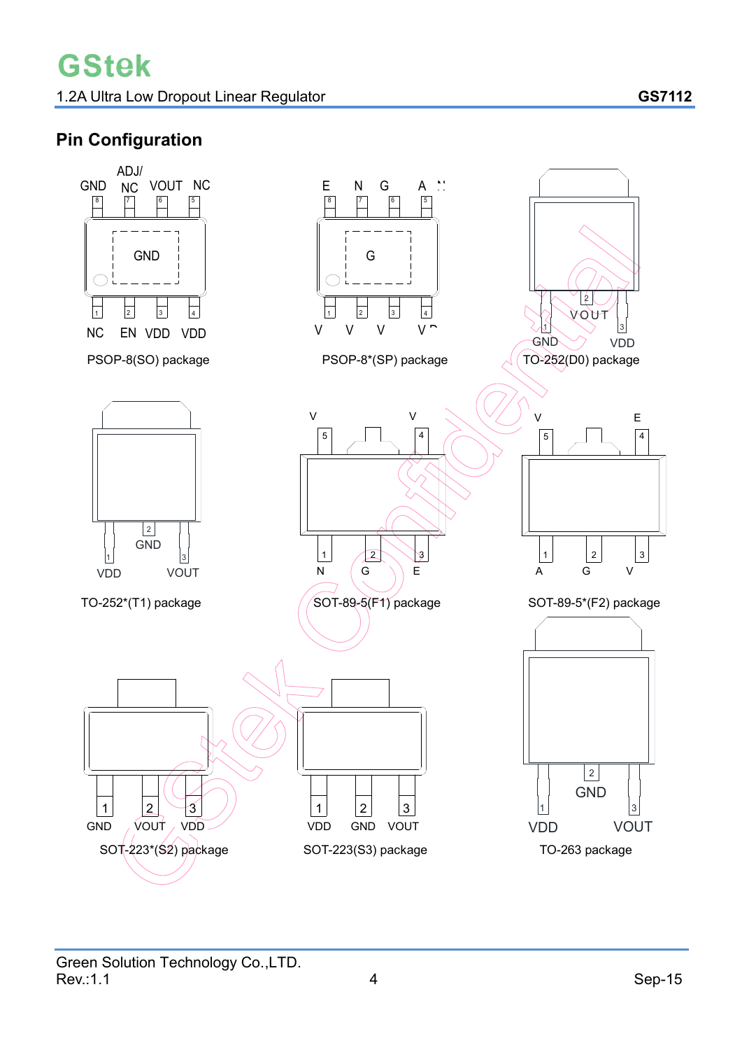## Pin Configuration

| Package | Pin 1 | Pin 2 | Pin 3 | Pin 4 | Pin 5 | Pin 6 | Pin 7 | Pin 8 |
|---|---|---|---|---|---|---|---|---|
| PSOP-8(SO) package | NC | EN | VDD | VDD | NC | VOUT | ADJ/ NC | GND |

PSOP-8(SO) package: exposed pad GND

PSOP-8*(SP) package

TO-252(D0) package: 1 GND, 2 VOUT, 3 VDD

TO-252*(T1) package: 1 VDD, 2 GND, 3 VOUT

SOT-89-5(F1) package

SOT-89-5*(F2) package

SOT-223*(S2) package: 1 GND, 2 VOUT, 3 VDD

SOT-223(S3) package: 1 VDD, 2 GND, 3 VOUT

TO-263 package: 1 VDD, 2 GND, 3 VOUT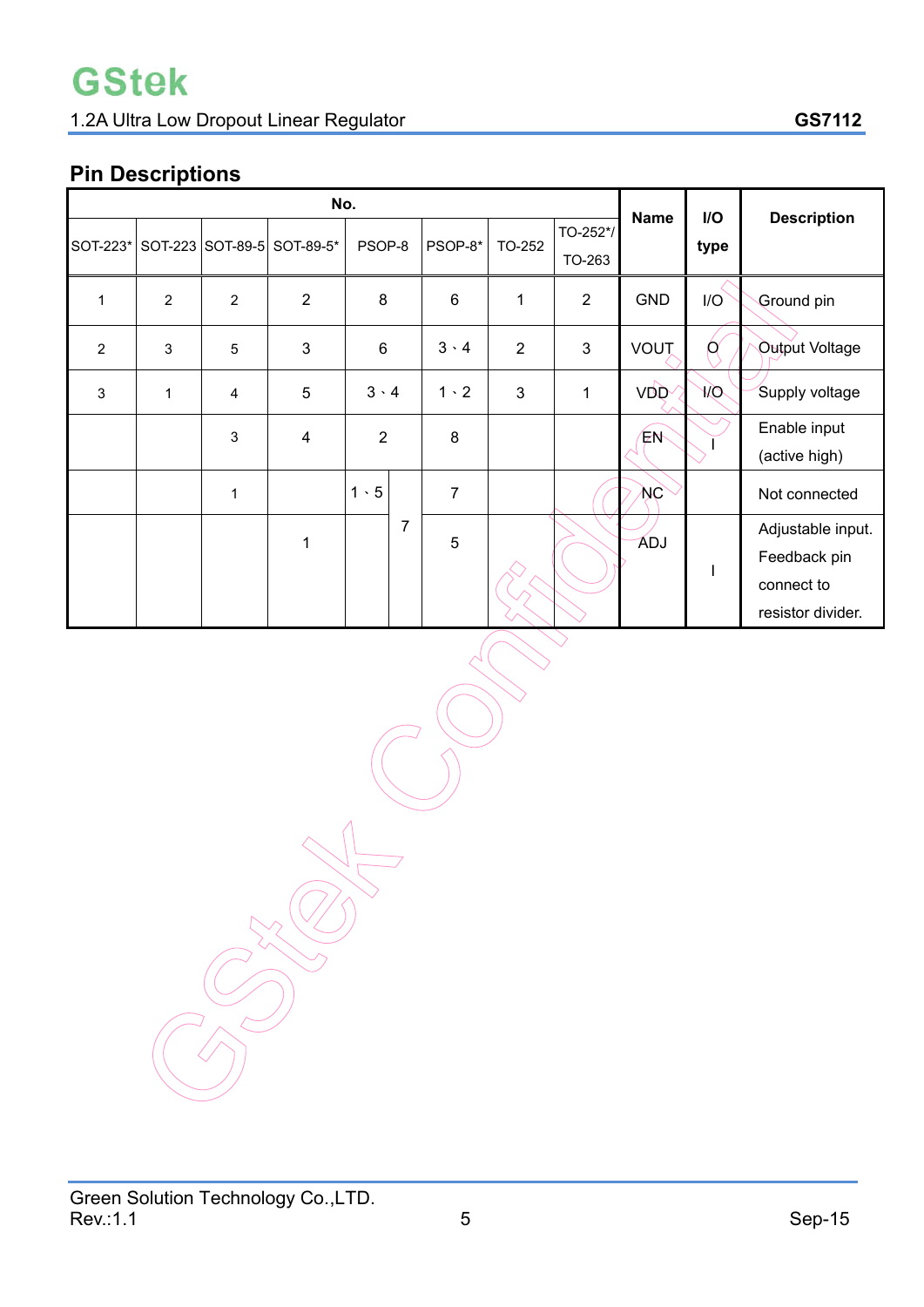## Pin Descriptions

| No. | | | | | | | | Name | I/O type | Description |
|---|---|---|---|---|---|---|---|---|---|---|
| SOT-223* | SOT-223 | SOT-89-5 | SOT-89-5* | PSOP-8 | PSOP-8* | TO-252 | TO-252*/ TO-263 | | | |
| 1 | 2 | 2 | 2 | 8 | 6 | 1 | 2 | GND | I/O | Ground pin |
| 2 | 3 | 5 | 3 | 6 | 3、4 | 2 | 3 | VOUT | O | Output Voltage |
| 3 | 1 | 4 | 5 | 3、4 | 1、2 | 3 | 1 | VDD | I/O | Supply voltage |
| | | 3 | 4 | 2 | 8 | | | EN | I | Enable input (active high) |
| | | 1 | | 1、5 | 7 | | | NC | | Not connected |
| | | | 1 | 7 | 5 | | | ADJ | I | Adjustable input. Feedback pin connect to resistor divider. |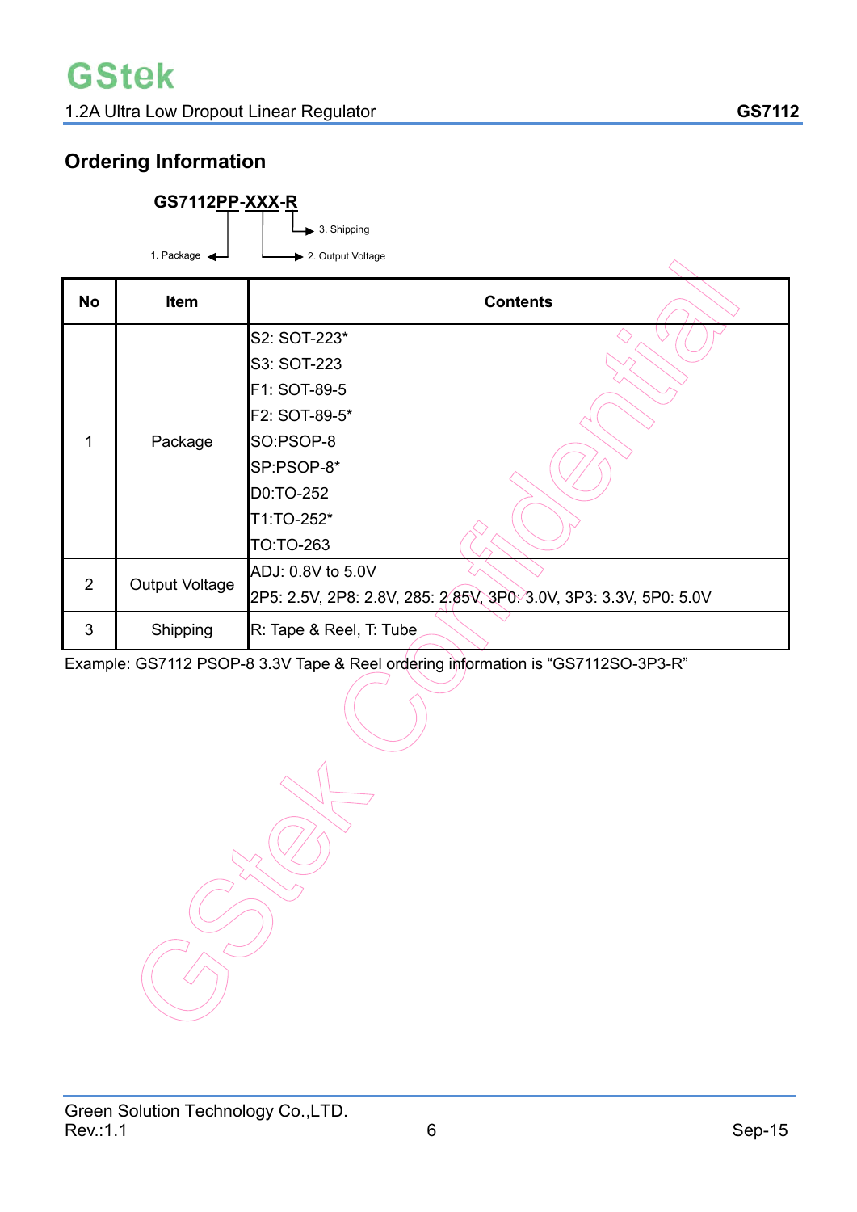## Ordering Information

**GS7112PP-XXX-R**

1. Package
2. Output Voltage
3. Shipping

| No | Item | Contents |
|---|---|---|
| 1 | Package | S2: SOT-223*<br>S3: SOT-223<br>F1: SOT-89-5<br>F2: SOT-89-5*<br>SO:PSOP-8<br>SP:PSOP-8*<br>D0:TO-252<br>T1:TO-252*<br>TO:TO-263 |
| 2 | Output Voltage | ADJ: 0.8V to 5.0V<br>2P5: 2.5V, 2P8: 2.8V, 285: 2.85V, 3P0: 3.0V, 3P3: 3.3V, 5P0: 5.0V |
| 3 | Shipping | R: Tape & Reel, T: Tube |

Example: GS7112 PSOP-8 3.3V Tape & Reel ordering information is “GS7112SO-3P3-R”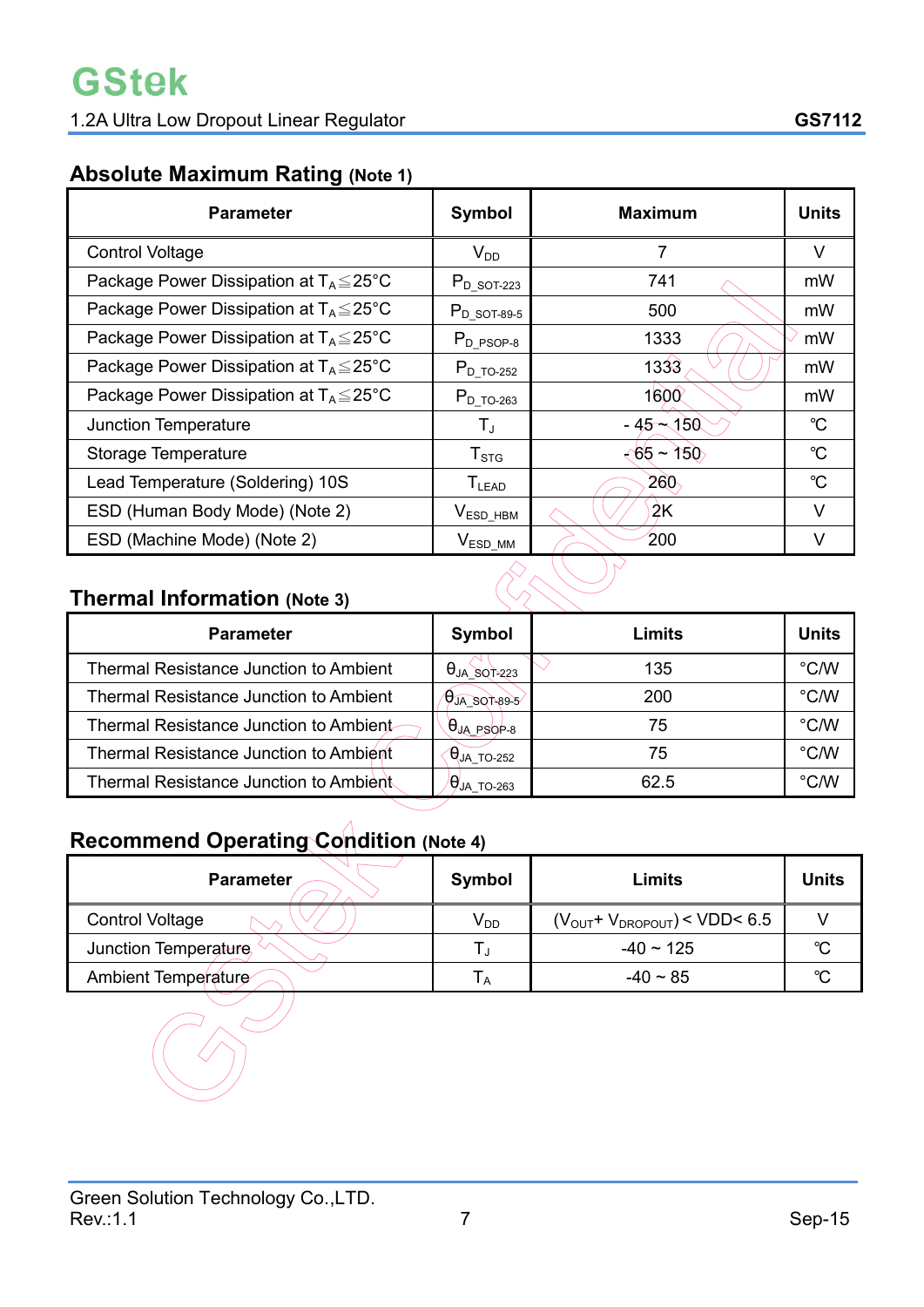## Absolute Maximum Rating (Note 1)

| Parameter | Symbol | Maximum | Units |
|---|---|---|---|
| Control Voltage | $V_{DD}$ | 7 | V |
| Package Power Dissipation at $T_A \leqq 25°C$ | $P_{D\_SOT-223}$ | 741 | mW |
| Package Power Dissipation at $T_A \leqq 25°C$ | $P_{D\_SOT-89-5}$ | 500 | mW |
| Package Power Dissipation at $T_A \leqq 25°C$ | $P_{D\_PSOP-8}$ | 1333 | mW |
| Package Power Dissipation at $T_A \leqq 25°C$ | $P_{D\_TO-252}$ | 1333 | mW |
| Package Power Dissipation at $T_A \leqq 25°C$ | $P_{D\_TO-263}$ | 1600 | mW |
| Junction Temperature | $T_J$ | - 45 ~ 150 | ℃ |
| Storage Temperature | $T_{STG}$ | - 65 ~ 150 | ℃ |
| Lead Temperature (Soldering) 10S | $T_{LEAD}$ | 260 | ℃ |
| ESD (Human Body Mode) (Note 2) | $V_{ESD\_HBM}$ | 2K | V |
| ESD (Machine Mode) (Note 2) | $V_{ESD\_MM}$ | 200 | V |

## Thermal Information (Note 3)

| Parameter | Symbol | Limits | Units |
|---|---|---|---|
| Thermal Resistance Junction to Ambient | $\theta_{JA\_SOT-223}$ | 135 | °C/W |
| Thermal Resistance Junction to Ambient | $\theta_{JA\_SOT-89-5}$ | 200 | °C/W |
| Thermal Resistance Junction to Ambient | $\theta_{JA\_PSOP-8}$ | 75 | °C/W |
| Thermal Resistance Junction to Ambient | $\theta_{JA\_TO-252}$ | 75 | °C/W |
| Thermal Resistance Junction to Ambient | $\theta_{JA\_TO-263}$ | 62.5 | °C/W |

## Recommend Operating Condition (Note 4)

| Parameter | Symbol | Limits | Units |
|---|---|---|---|
| Control Voltage | $V_{DD}$ | ($V_{OUT}$+ $V_{DROPOUT}$) < VDD< 6.5 | V |
| Junction Temperature | $T_J$ | -40 ~ 125 | ℃ |
| Ambient Temperature | $T_A$ | -40 ~ 85 | ℃ |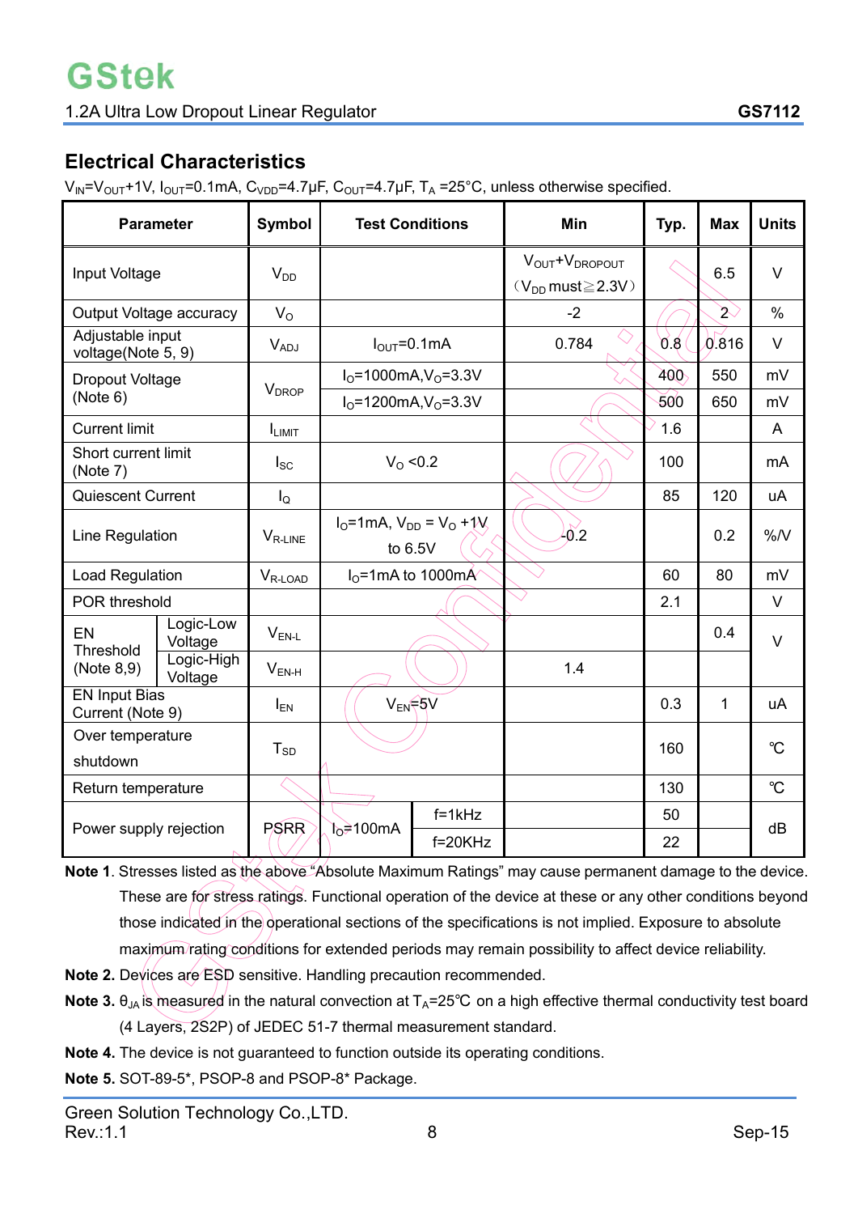## Electrical Characteristics

$V_{IN}$=$V_{OUT}$+1V, $I_{OUT}$=0.1mA, $C_{VDD}$=4.7μF, $C_{OUT}$=4.7μF, $T_A$ =25°C, unless otherwise specified.

| Parameter | | Symbol | Test Conditions | | Min | Typ. | Max | Units |
|---|---|---|---|---|---|---|---|---|
| Input Voltage | | $V_{DD}$ | | | $V_{OUT}$+$V_{DROPOUT}$ （$V_{DD}$ must≧2.3V） | | 6.5 | V |
| Output Voltage accuracy | | $V_O$ | | | -2 | | 2 | % |
| Adjustable input voltage(Note 5, 9) | | $V_{ADJ}$ | $I_{OUT}$=0.1mA | | 0.784 | 0.8 | 0.816 | V |
| Dropout Voltage (Note 6) | | $V_{DROP}$ | $I_O$=1000mA,$V_O$=3.3V | | | 400 | 550 | mV |
| | | | $I_O$=1200mA,$V_O$=3.3V | | | 500 | 650 | mV |
| Current limit | | $I_{LIMIT}$ | | | | 1.6 | | A |
| Short current limit (Note 7) | | $I_{SC}$ | $V_O$ <0.2 | | | 100 | | mA |
| Quiescent Current | | $I_Q$ | | | | 85 | 120 | uA |
| Line Regulation | | $V_{R\text{-}LINE}$ | $I_O$=1mA, $V_{DD}$ = $V_O$ +1V to 6.5V | | -0.2 | | 0.2 | %/V |
| Load Regulation | | $V_{R\text{-}LOAD}$ | $I_O$=1mA to 1000mA | | | 60 | 80 | mV |
| POR threshold | | | | | | 2.1 | | V |
| EN Threshold (Note 8,9) | Logic-Low Voltage | $V_{EN\text{-}L}$ | | | | | 0.4 | V |
| | Logic-High Voltage | $V_{EN\text{-}H}$ | | | 1.4 | | | |
| EN Input Bias Current (Note 9) | | $I_{EN}$ | $V_{EN}$=5V | | | 0.3 | 1 | uA |
| Over temperature shutdown | | $T_{SD}$ | | | | 160 | | ℃ |
| Return temperature | | | | | | 130 | | ℃ |
| Power supply rejection | | PSRR | $I_O$=100mA | f=1kHz | | 50 | | dB |
| | | | | f=20KHz | | 22 | | |

**Note 1**. Stresses listed as the above "Absolute Maximum Ratings" may cause permanent damage to the device. These are for stress ratings. Functional operation of the device at these or any other conditions beyond those indicated in the operational sections of the specifications is not implied. Exposure to absolute maximum rating conditions for extended periods may remain possibility to affect device reliability.

**Note 2.** Devices are ESD sensitive. Handling precaution recommended.

**Note 3.** $\theta_{JA}$ is measured in the natural convection at $T_A$=25℃ on a high effective thermal conductivity test board (4 Layers, 2S2P) of JEDEC 51-7 thermal measurement standard.

**Note 4.** The device is not guaranteed to function outside its operating conditions.

**Note 5.** SOT-89-5*, PSOP-8 and PSOP-8* Package.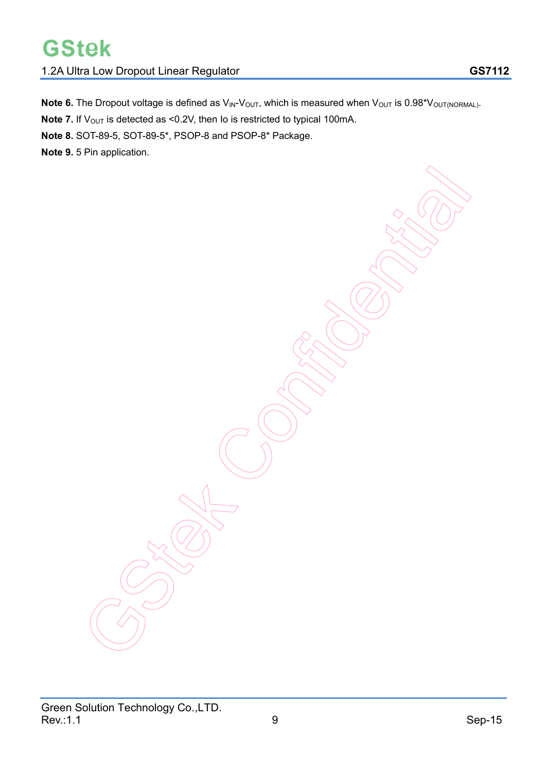**Note 6.** The Dropout voltage is defined as $V_{IN}$-$V_{OUT}$, which is measured when $V_{OUT}$ is 0.98*$V_{OUT(NORMAL)}$.

**Note 7.** If $V_{OUT}$ is detected as <0.2V, then Io is restricted to typical 100mA.

**Note 8.** SOT-89-5, SOT-89-5*, PSOP-8 and PSOP-8* Package.

**Note 9.** 5 Pin application.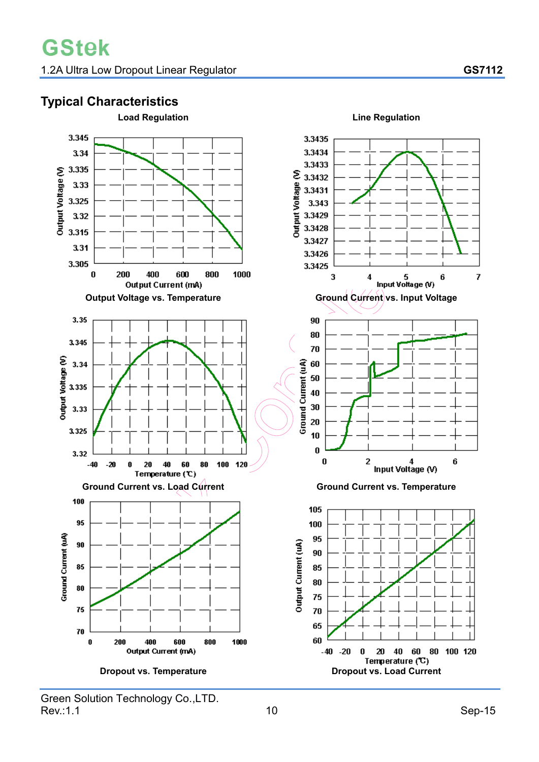## Typical Characteristics

**Load Regulation**

Output Voltage (V): 3.345, 3.34, 3.335, 3.33, 3.325, 3.32, 3.315, 3.31, 3.305

Output Current (mA): 0, 200, 400, 600, 800, 1000

**Line Regulation**

Output Voltage (V): 3.3435, 3.3434, 3.3433, 3.3432, 3.3431, 3.343, 3.3429, 3.3428, 3.3427, 3.3426, 3.3425

Input Voltage (V): 3, 4, 5, 6, 7

**Output Voltage vs. Temperature**

Output Voltage (V): 3.35, 3.345, 3.34, 3.335, 3.33, 3.325, 3.32

Temperature (℃): -40, -20, 0, 20, 40, 60, 80, 100, 120

**Ground Current vs. Input Voltage**

Ground Current (uA): 90, 80, 70, 60, 50, 40, 30, 20, 10, 0

Input Voltage (V): 0, 2, 4, 6

**Ground Current vs. Load Current**

Ground Current (uA): 100, 95, 90, 85, 80, 75, 70

Output Current (mA): 0, 200, 400, 600, 800, 1000

**Ground Current vs. Temperature**

Output Current (uA): 105, 100, 95, 90, 85, 80, 75, 70, 65, 60

Temperature (℃): -40, -20, 0, 20, 40, 60, 80, 100, 120

**Dropout vs. Temperature**

**Dropout vs. Load Current**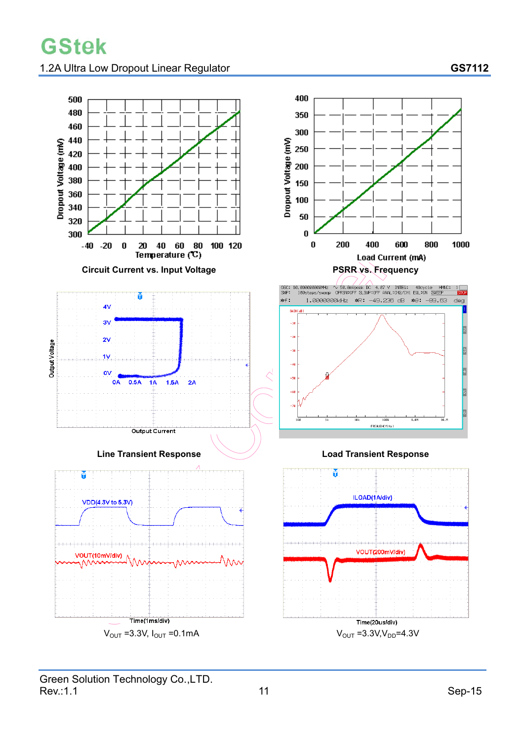**Circuit Current vs. Input Voltage**

**PSRR vs. Frequency**

**Line Transient Response**

$V_{OUT}$ =3.3V, $I_{OUT}$ =0.1mA

**Load Transient Response**

$V_{OUT}$ =3.3V, $V_{DD}$ =4.3V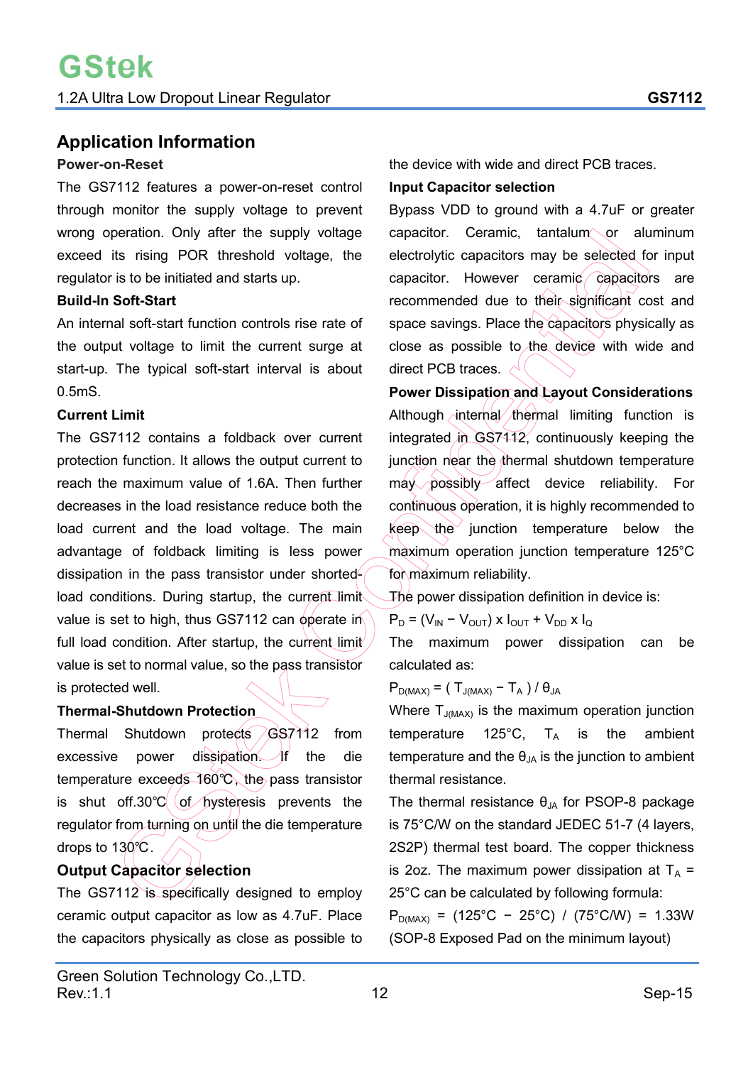## Application Information

**Power-on-Reset**

The GS7112 features a power-on-reset control through monitor the supply voltage to prevent wrong operation. Only after the supply voltage exceed its rising POR threshold voltage, the regulator is to be initiated and starts up.

**Build-In Soft-Start**

An internal soft-start function controls rise rate of the output voltage to limit the current surge at start-up. The typical soft-start interval is about 0.5mS.

**Current Limit**

The GS7112 contains a foldback over current protection function. It allows the output current to reach the maximum value of 1.6A. Then further decreases in the load resistance reduce both the load current and the load voltage. The main advantage of foldback limiting is less power dissipation in the pass transistor under shorted-load conditions. During startup, the current limit value is set to high, thus GS7112 can operate in full load condition. After startup, the current limit value is set to normal value, so the pass transistor is protected well.

**Thermal-Shutdown Protection**

Thermal Shutdown protects GS7112 from excessive power dissipation. If the die temperature exceeds 160℃, the pass transistor is shut off.30℃ of hysteresis prevents the regulator from turning on until the die temperature drops to 130℃.

**Output Capacitor selection**

The GS7112 is specifically designed to employ ceramic output capacitor as low as 4.7uF. Place the capacitors physically as close as possible to the device with wide and direct PCB traces.

**Input Capacitor selection**

Bypass VDD to ground with a 4.7uF or greater capacitor. Ceramic, tantalum or aluminum electrolytic capacitors may be selected for input capacitor. However ceramic capacitors are recommended due to their significant cost and space savings. Place the capacitors physically as close as possible to the device with wide and direct PCB traces.

**Power Dissipation and Layout Considerations**

Although internal thermal limiting function is integrated in GS7112, continuously keeping the junction near the thermal shutdown temperature may possibly affect device reliability. For continuous operation, it is highly recommended to keep the junction temperature below the maximum operation junction temperature 125°C for maximum reliability.

The power dissipation definition in device is:

$P_D = (V_{IN} - V_{OUT}) \times I_{OUT} + V_{DD} \times I_Q$

The maximum power dissipation can be calculated as:

$P_{D(MAX)} = ( T_{J(MAX)} - T_A ) / \theta_{JA}$

Where $T_{J(MAX)}$ is the maximum operation junction temperature 125°C, $T_A$ is the ambient temperature and the $\theta_{JA}$ is the junction to ambient thermal resistance.

The thermal resistance $\theta_{JA}$ for PSOP-8 package is 75°C/W on the standard JEDEC 51-7 (4 layers, 2S2P) thermal test board. The copper thickness is 2oz. The maximum power dissipation at $T_A$ = 25°C can be calculated by following formula:

$P_{D(MAX)}$ = (125°C − 25°C) / (75°C/W) = 1.33W (SOP-8 Exposed Pad on the minimum layout)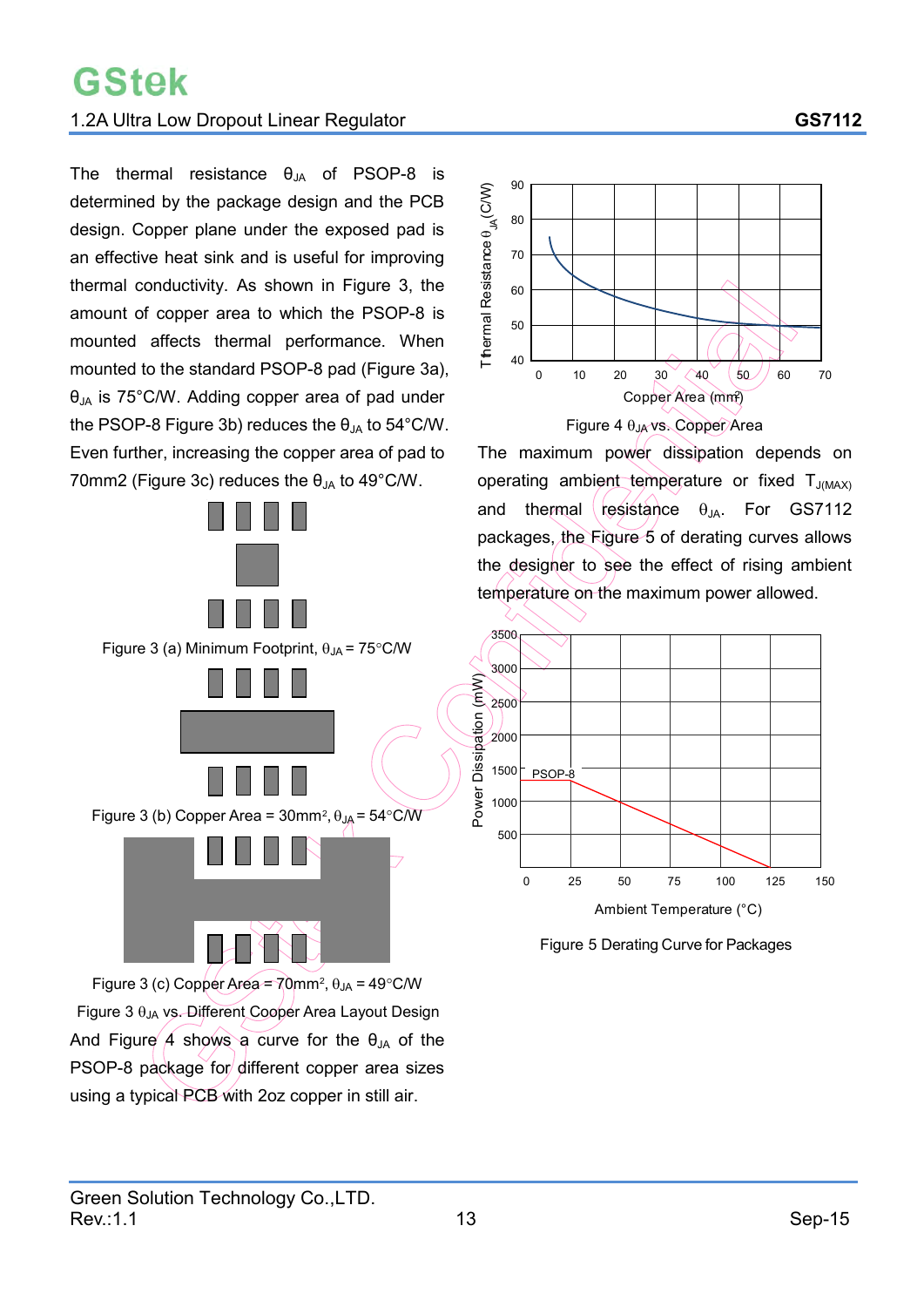The thermal resistance $\theta_{JA}$ of PSOP-8 is determined by the package design and the PCB design. Copper plane under the exposed pad is an effective heat sink and is useful for improving thermal conductivity. As shown in Figure 3, the amount of copper area to which the PSOP-8 is mounted affects thermal performance. When mounted to the standard PSOP-8 pad (Figure 3a), $\theta_{JA}$ is 75°C/W. Adding copper area of pad under the PSOP-8 Figure 3b) reduces the $\theta_{JA}$ to 54°C/W. Even further, increasing the copper area of pad to 70mm2 (Figure 3c) reduces the $\theta_{JA}$ to 49°C/W.

Figure 3 (a) Minimum Footprint, $\theta_{JA}$ = 75°C/W

Figure 3 (b) Copper Area = 30mm², $\theta_{JA}$ = 54°C/W

Figure 3 (c) Copper Area = 70mm², $\theta_{JA}$ = 49°C/W

Figure 3 $\theta_{JA}$ vs. Different Cooper Area Layout Design

And Figure 4 shows a curve for the $\theta_{JA}$ of the PSOP-8 package for different copper area sizes using a typical PCB with 2oz copper in still air.

Figure 4 $\theta_{JA}$ vs. Copper Area

The maximum power dissipation depends on operating ambient temperature or fixed $T_{J(MAX)}$ and thermal resistance $\theta_{JA}$. For GS7112 packages, the Figure 5 of derating curves allows the designer to see the effect of rising ambient temperature on the maximum power allowed.

Figure 5 Derating Curve for Packages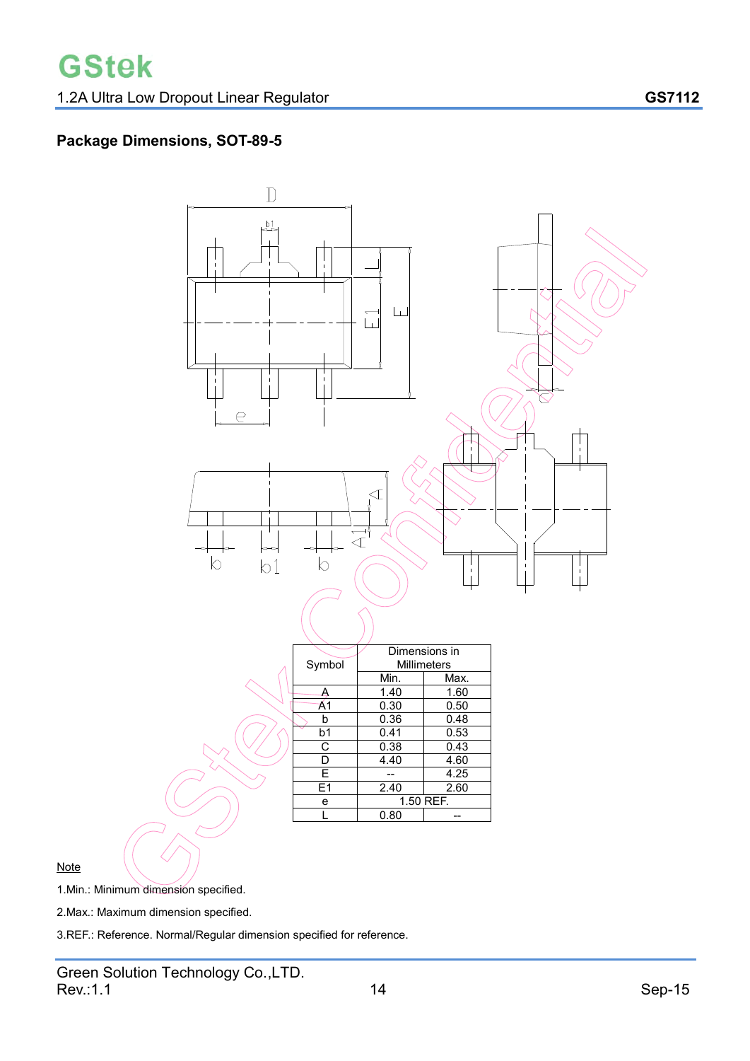## Package Dimensions, SOT-89-5

| Symbol | Dimensions in Millimeters | |
|---|---|---|
| | Min. | Max. |
| A | 1.40 | 1.60 |
| A1 | 0.30 | 0.50 |
| b | 0.36 | 0.48 |
| b1 | 0.41 | 0.53 |
| C | 0.38 | 0.43 |
| D | 4.40 | 4.60 |
| E | -- | 4.25 |
| E1 | 2.40 | 2.60 |
| e | 1.50 REF. | |
| L | 0.80 | -- |

Note

1.Min.: Minimum dimension specified.

2.Max.: Maximum dimension specified.

3.REF.: Reference. Normal/Regular dimension specified for reference.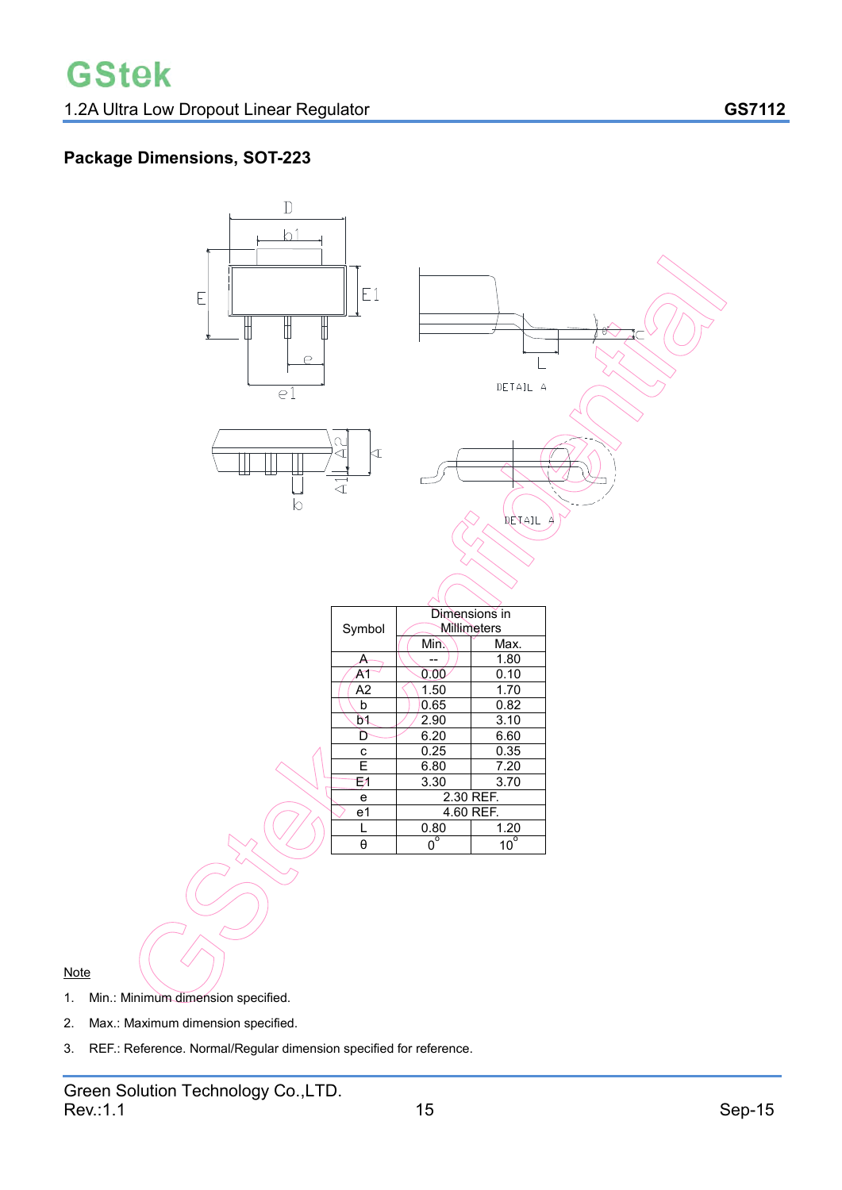## Package Dimensions, SOT-223

| Symbol | Dimensions in Millimeters | |
|---|---|---|
| | Min. | Max. |
| A | -- | 1.80 |
| A1 | 0.00 | 0.10 |
| A2 | 1.50 | 1.70 |
| b | 0.65 | 0.82 |
| b1 | 2.90 | 3.10 |
| D | 6.20 | 6.60 |
| c | 0.25 | 0.35 |
| E | 6.80 | 7.20 |
| E1 | 3.30 | 3.70 |
| e | 2.30 REF. | |
| e1 | 4.60 REF. | |
| L | 0.80 | 1.20 |
| θ | $0^{\circ}$ | $10^{\circ}$ |

Note

1. Min.: Minimum dimension specified.
2. Max.: Maximum dimension specified.
3. REF.: Reference. Normal/Regular dimension specified for reference.

Green Solution Technology Co.,LTD.
Rev.:1.1 Sep-15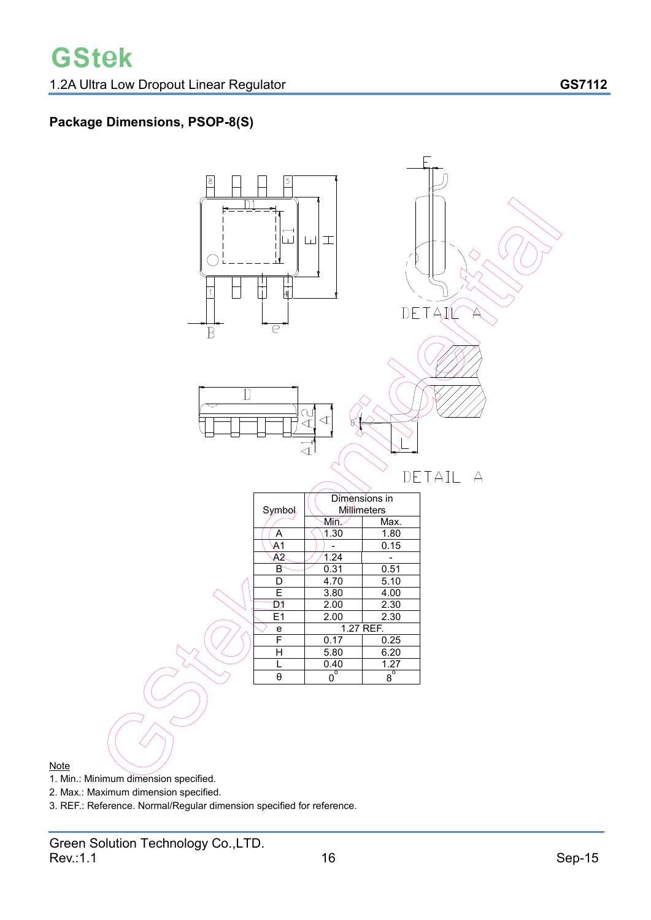## Package Dimensions, PSOP-8(S)

| Symbol | Dimensions in Millimeters | |
|---|---|---|
| | Min. | Max. |
| A | 1.30 | 1.80 |
| A1 | - | 0.15 |
| A2 | 1.24 | - |
| B | 0.31 | 0.51 |
| D | 4.70 | 5.10 |
| E | 3.80 | 4.00 |
| D1 | 2.00 | 2.30 |
| E1 | 2.00 | 2.30 |
| e | 1.27 REF. | |
| F | 0.17 | 0.25 |
| H | 5.80 | 6.20 |
| L | 0.40 | 1.27 |
| θ | 0° | 8° |

Note

1. Min.: Minimum dimension specified.
2. Max.: Maximum dimension specified.
3. REF.: Reference. Normal/Regular dimension specified for reference.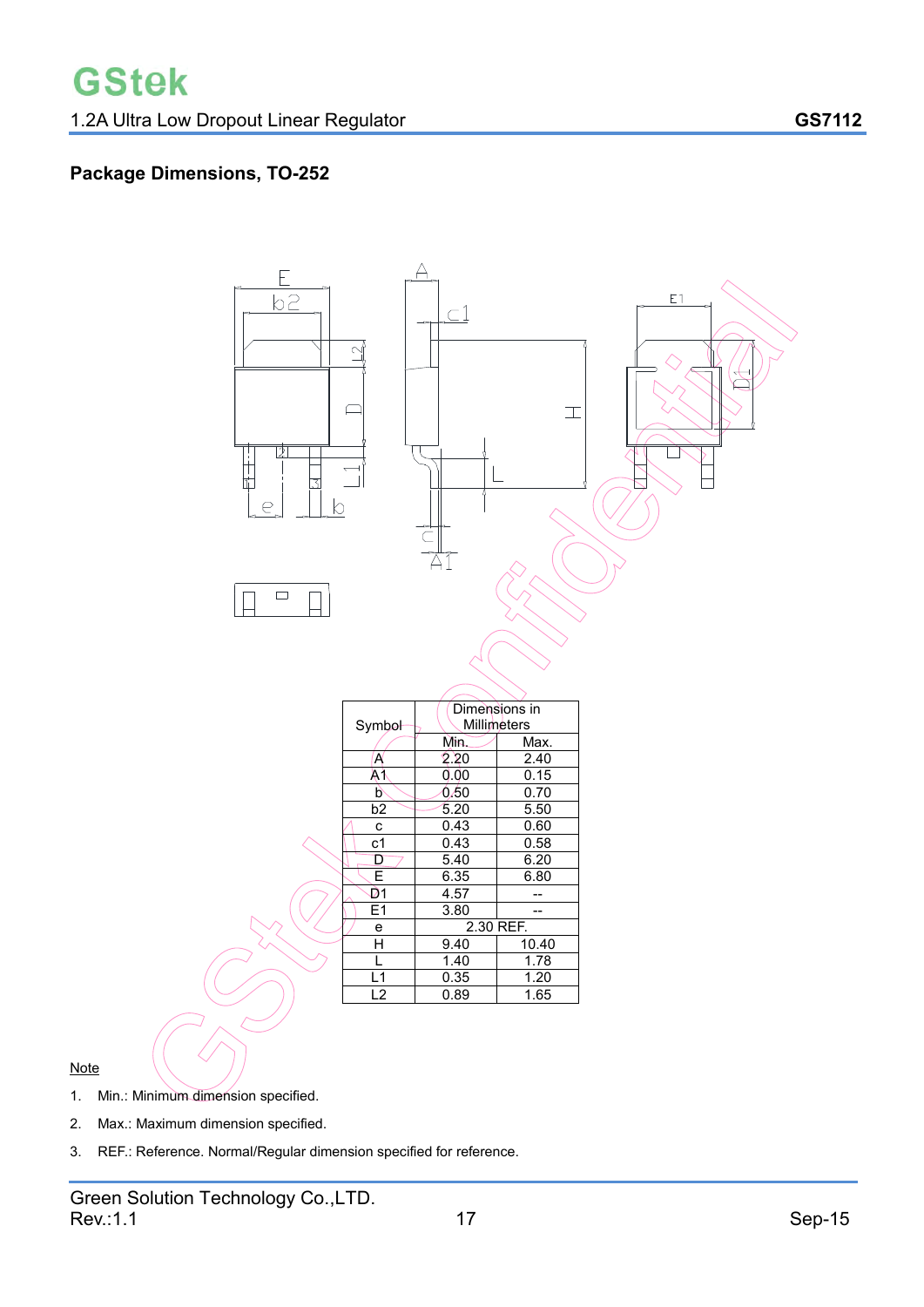## Package Dimensions, TO-252

| Symbol | Dimensions in Millimeters | |
|---|---|---|
| | Min. | Max. |
| A | 2.20 | 2.40 |
| A1 | 0.00 | 0.15 |
| b | 0.50 | 0.70 |
| b2 | 5.20 | 5.50 |
| c | 0.43 | 0.60 |
| c1 | 0.43 | 0.58 |
| D | 5.40 | 6.20 |
| E | 6.35 | 6.80 |
| D1 | 4.57 | -- |
| E1 | 3.80 | -- |
| e | 2.30 REF. | |
| H | 9.40 | 10.40 |
| L | 1.40 | 1.78 |
| L1 | 0.35 | 1.20 |
| L2 | 0.89 | 1.65 |

Note

1. Min.: Minimum dimension specified.
2. Max.: Maximum dimension specified.
3. REF.: Reference. Normal/Regular dimension specified for reference.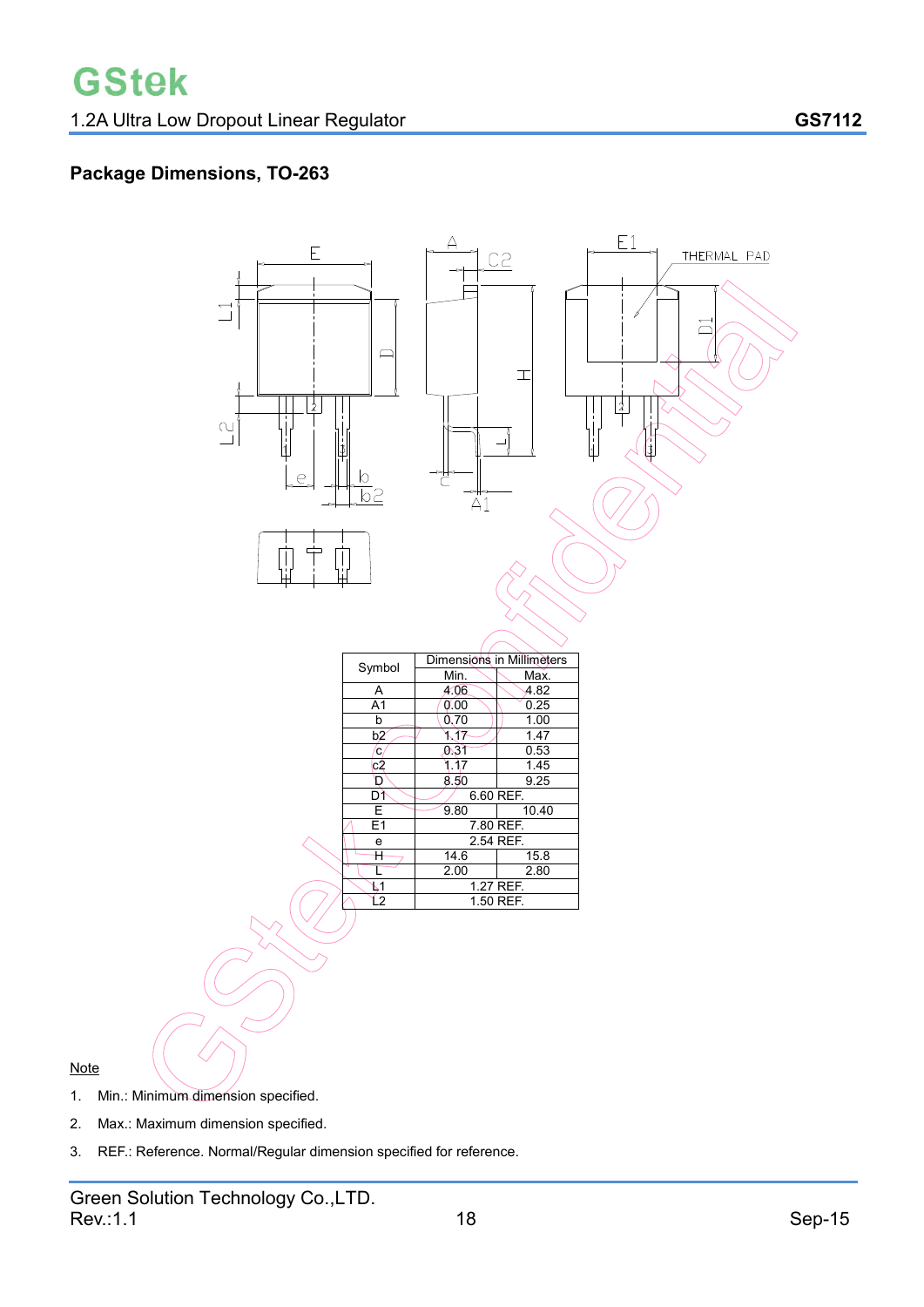## Package Dimensions, TO-263

| Symbol | Dimensions in Millimeters | |
|---|---|---|
| | Min. | Max. |
| A | 4.06 | 4.82 |
| A1 | 0.00 | 0.25 |
| b | 0.70 | 1.00 |
| b2 | 1.17 | 1.47 |
| c | 0.31 | 0.53 |
| c2 | 1.17 | 1.45 |
| D | 8.50 | 9.25 |
| D1 | 6.60 REF. | |
| E | 9.80 | 10.40 |
| E1 | 7.80 REF. | |
| e | 2.54 REF. | |
| H | 14.6 | 15.8 |
| L | 2.00 | 2.80 |
| L1 | 1.27 REF. | |
| L2 | 1.50 REF. | |

Note

1. Min.: Minimum dimension specified.
2. Max.: Maximum dimension specified.
3. REF.: Reference. Normal/Regular dimension specified for reference.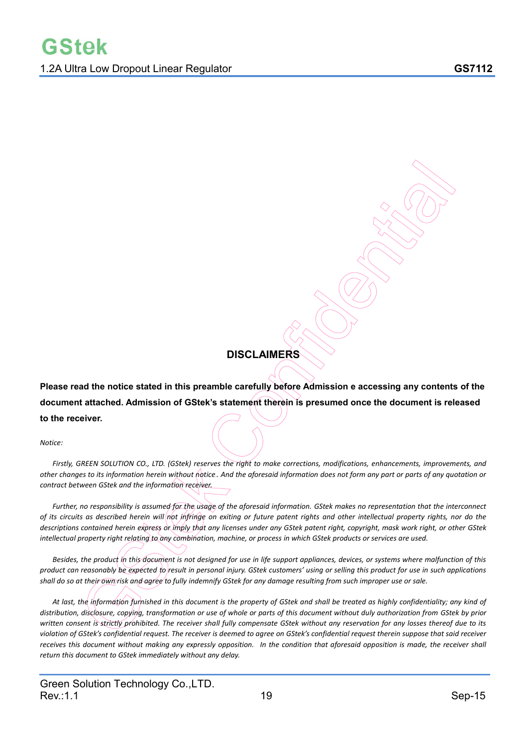## DISCLAIMERS

**Please read the notice stated in this preamble carefully before Admission e accessing any contents of the document attached. Admission of GStek's statement therein is presumed once the document is released to the receiver.**

*Notice:*

*Firstly, GREEN SOLUTION CO., LTD. (GStek) reserves the right to make corrections, modifications, enhancements, improvements, and other changes to its information herein without notice.. And the aforesaid information does not form any part or parts of any quotation or contract between GStek and the information receiver.*

*Further, no responsibility is assumed for the usage of the aforesaid information. GStek makes no representation that the interconnect of its circuits as described herein will not infringe on exiting or future patent rights and other intellectual property rights, nor do the descriptions contained herein express or imply that any licenses under any GStek patent right, copyright, mask work right, or other GStek intellectual property right relating to any combination, machine, or process in which GStek products or services are used.*

*Besides, the product in this document is not designed for use in life support appliances, devices, or systems where malfunction of this product can reasonably be expected to result in personal injury. GStek customers' using or selling this product for use in such applications shall do so at their own risk and agree to fully indemnify GStek for any damage resulting from such improper use or sale.*

*At last, the information furnished in this document is the property of GStek and shall be treated as highly confidentiality; any kind of distribution, disclosure, copying, transformation or use of whole or parts of this document without duly authorization from GStek by prior written consent is strictly prohibited. The receiver shall fully compensate GStek without any reservation for any losses thereof due to its violation of GStek's confidential request. The receiver is deemed to agree on GStek's confidential request therein suppose that said receiver receives this document without making any expressly opposition. In the condition that aforesaid opposition is made, the receiver shall return this document to GStek immediately without any delay.*